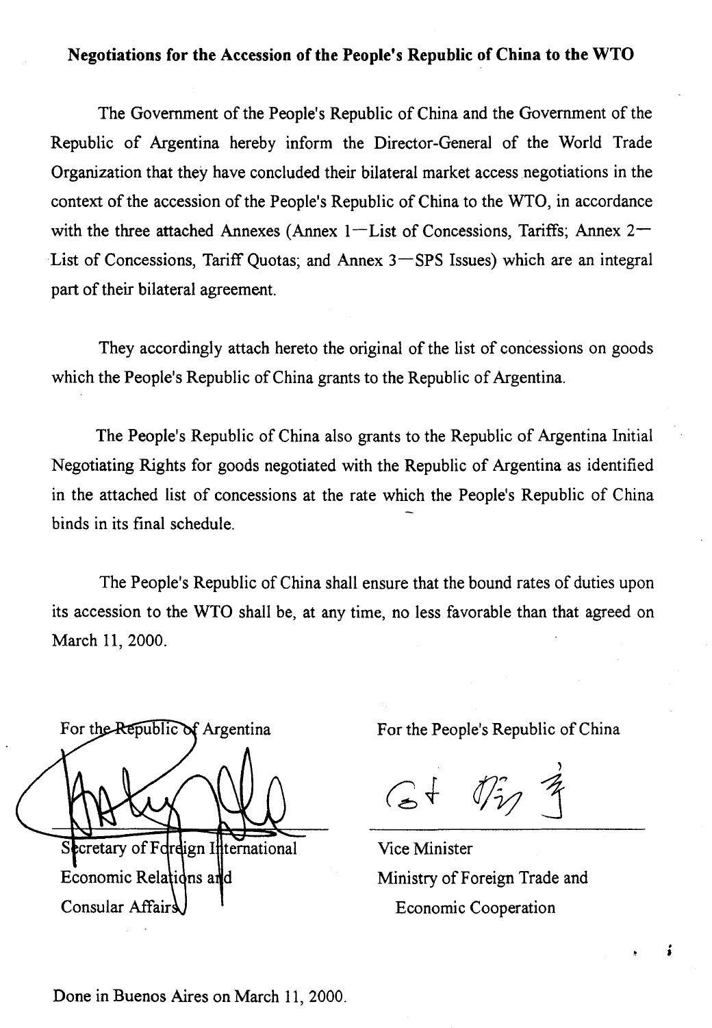**Negotiations for the Accession of the People's Republic of China to the WTO**

The Government of the People's Republic of China and the Government of the Republic of Argentina hereby inform the Director-General of the World Trade Organization that they have concluded their bilateral market access negotiations in the context of the accession of the People's Republic of China to the WTO, in accordance with the three attached Annexes (Annex 1—List of Concessions, Tariffs; Annex 2—List of Concessions, Tariff Quotas; and Annex 3—SPS Issues) which are an integral part of their bilateral agreement.

They accordingly attach hereto the original of the list of concessions on goods which the People's Republic of China grants to the Republic of Argentina.

The People's Republic of China also grants to the Republic of Argentina Initial Negotiating Rights for goods negotiated with the Republic of Argentina as identified in the attached list of concessions at the rate which the People's Republic of China binds in its final schedule.

The People's Republic of China shall ensure that the bound rates of duties upon its accession to the WTO shall be, at any time, no less favorable than that agreed on March 11, 2000.

| For the Republic of Argentina | For the People's Republic of China |
| --- | --- |
| Secretary of Foreign International Economic Relations and Consular Affairs | Vice Minister<br>Ministry of Foreign Trade and Economic Cooperation |

Done in Buenos Aires on March 11, 2000.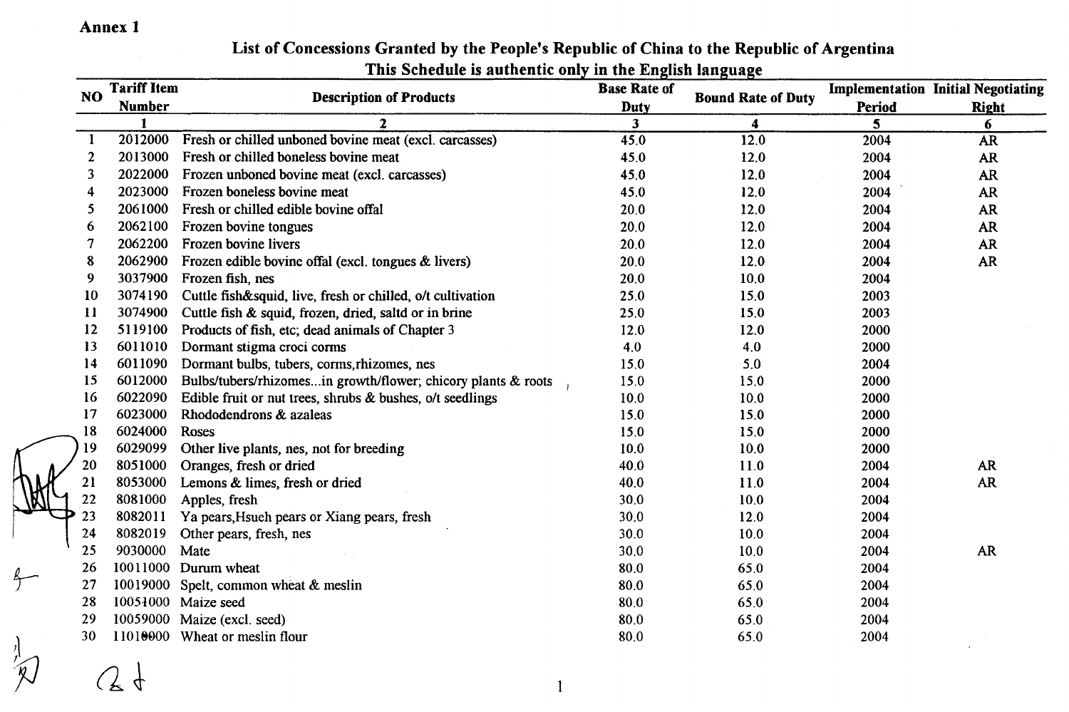**Annex 1**

## List of Concessions Granted by the People's Republic of China to the Republic of Argentina

**This Schedule is authentic only in the English language**

| NO | Tariff Item Number | Description of Products | Base Rate of Duty | Bound Rate of Duty | Implementation Period | Initial Negotiating Right |
|---|---|---|---|---|---|---|
| | 1 | 2 | 3 | 4 | 5 | 6 |
| 1 | 2012000 | Fresh or chilled unboned bovine meat (excl. carcasses) | 45.0 | 12.0 | 2004 | AR |
| 2 | 2013000 | Fresh or chilled boneless bovine meat | 45.0 | 12.0 | 2004 | AR |
| 3 | 2022000 | Frozen unboned bovine meat (excl. carcasses) | 45.0 | 12.0 | 2004 | AR |
| 4 | 2023000 | Frozen boneless bovine meat | 45.0 | 12.0 | 2004 | AR |
| 5 | 2061000 | Fresh or chilled edible bovine offal | 20.0 | 12.0 | 2004 | AR |
| 6 | 2062100 | Frozen bovine tongues | 20.0 | 12.0 | 2004 | AR |
| 7 | 2062200 | Frozen bovine livers | 20.0 | 12.0 | 2004 | AR |
| 8 | 2062900 | Frozen edible bovine offal (excl. tongues & livers) | 20.0 | 12.0 | 2004 | AR |
| 9 | 3037900 | Frozen fish, nes | 20.0 | 10.0 | 2004 | |
| 10 | 3074190 | Cuttle fish&squid, live, fresh or chilled, o/t cultivation | 25.0 | 15.0 | 2003 | |
| 11 | 3074900 | Cuttle fish & squid, frozen, dried, saltd or in brine | 25.0 | 15.0 | 2003 | |
| 12 | 5119100 | Products of fish, etc; dead animals of Chapter 3 | 12.0 | 12.0 | 2000 | |
| 13 | 6011010 | Dormant stigma croci corms | 4.0 | 4.0 | 2000 | |
| 14 | 6011090 | Dormant bulbs, tubers, corms,rhizomes, nes | 15.0 | 5.0 | 2004 | |
| 15 | 6012000 | Bulbs/tubers/rhizomes...in growth/flower; chicory plants & roots | 15.0 | 15.0 | 2000 | |
| 16 | 6022090 | Edible fruit or nut trees, shrubs & bushes, o/t seedlings | 10.0 | 10.0 | 2000 | |
| 17 | 6023000 | Rhododendrons & azaleas | 15.0 | 15.0 | 2000 | |
| 18 | 6024000 | Roses | 15.0 | 15.0 | 2000 | |
| 19 | 6029099 | Other live plants, nes, not for breeding | 10.0 | 10.0 | 2000 | |
| 20 | 8051000 | Oranges, fresh or dried | 40.0 | 11.0 | 2004 | AR |
| 21 | 8053000 | Lemons & limes, fresh or dried | 40.0 | 11.0 | 2004 | AR |
| 22 | 8081000 | Apples, fresh | 30.0 | 10.0 | 2004 | |
| 23 | 8082011 | Ya pears,Hsueh pears or Xiang pears, fresh | 30.0 | 12.0 | 2004 | |
| 24 | 8082019 | Other pears, fresh, nes | 30.0 | 10.0 | 2004 | |
| 25 | 9030000 | Mate | 30.0 | 10.0 | 2004 | AR |
| 26 | 10011000 | Durum wheat | 80.0 | 65.0 | 2004 | |
| 27 | 10019000 | Spelt, common wheat & meslin | 80.0 | 65.0 | 2004 | |
| 28 | 10051000 | Maize seed | 80.0 | 65.0 | 2004 | |
| 29 | 10059000 | Maize (excl. seed) | 80.0 | 65.0 | 2004 | |
| 30 | 11010000 | Wheat or meslin flour | 80.0 | 65.0 | 2004 | |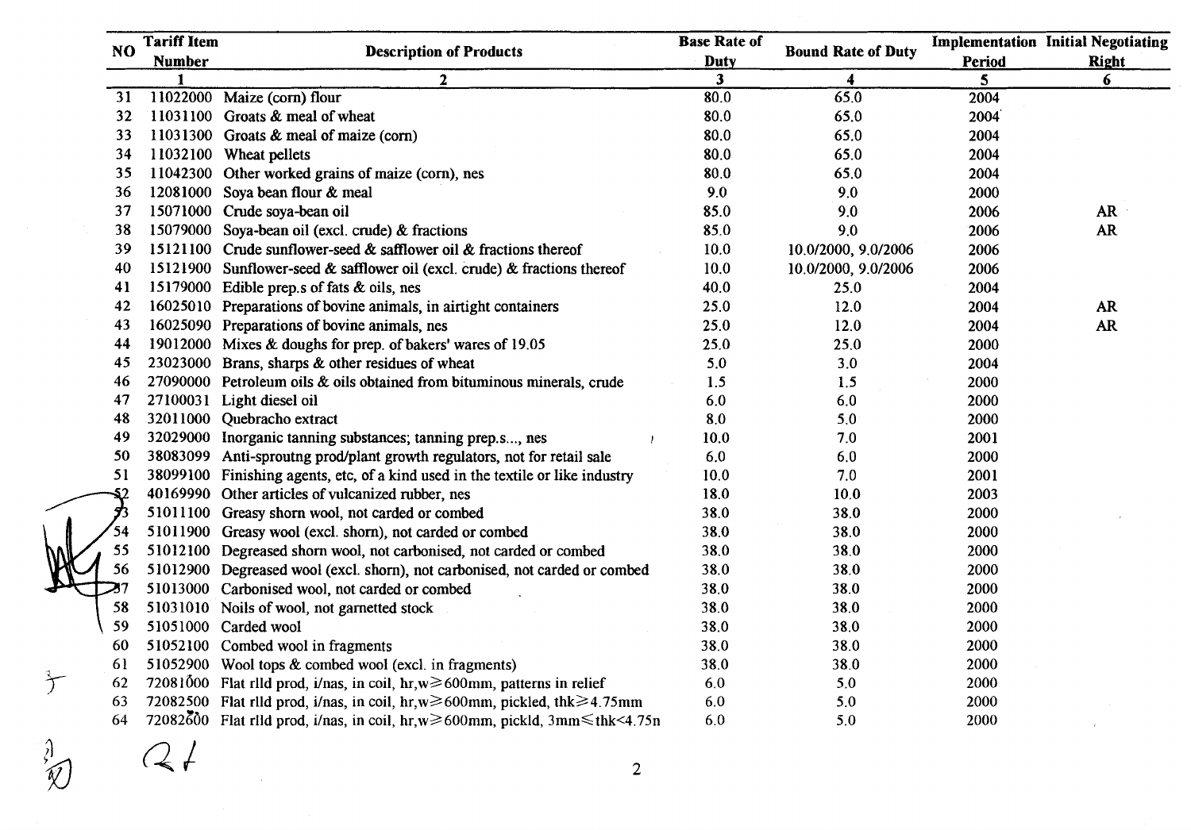| NO | Tariff Item Number | Description of Products | Base Rate of Duty | Bound Rate of Duty | Implementation Period | Initial Negotiating Right |
|---|---|---|---|---|---|---|
| | 1 | 2 | 3 | 4 | 5 | 6 |
| 31 | 11022000 | Maize (corn) flour | 80.0 | 65.0 | 2004 | |
| 32 | 11031100 | Groats & meal of wheat | 80.0 | 65.0 | 2004 | |
| 33 | 11031300 | Groats & meal of maize (corn) | 80.0 | 65.0 | 2004 | |
| 34 | 11032100 | Wheat pellets | 80.0 | 65.0 | 2004 | |
| 35 | 11042300 | Other worked grains of maize (corn), nes | 80.0 | 65.0 | 2004 | |
| 36 | 12081000 | Soya bean flour & meal | 9.0 | 9.0 | 2000 | |
| 37 | 15071000 | Crude soya-bean oil | 85.0 | 9.0 | 2006 | AR |
| 38 | 15079000 | Soya-bean oil (excl. crude) & fractions | 85.0 | 9.0 | 2006 | AR |
| 39 | 15121100 | Crude sunflower-seed & safflower oil & fractions thereof | 10.0 | 10.0/2000, 9.0/2006 | 2006 | |
| 40 | 15121900 | Sunflower-seed & safflower oil (excl. crude) & fractions thereof | 10.0 | 10.0/2000, 9.0/2006 | 2006 | |
| 41 | 15179000 | Edible prep.s of fats & oils, nes | 40.0 | 25.0 | 2004 | |
| 42 | 16025010 | Preparations of bovine animals, in airtight containers | 25.0 | 12.0 | 2004 | AR |
| 43 | 16025090 | Preparations of bovine animals, nes | 25.0 | 12.0 | 2004 | AR |
| 44 | 19012000 | Mixes & doughs for prep. of bakers' wares of 19.05 | 25.0 | 25.0 | 2000 | |
| 45 | 23023000 | Brans, sharps & other residues of wheat | 5.0 | 3.0 | 2004 | |
| 46 | 27090000 | Petroleum oils & oils obtained from bituminous minerals, crude | 1.5 | 1.5 | 2000 | |
| 47 | 27100031 | Light diesel oil | 6.0 | 6.0 | 2000 | |
| 48 | 32011000 | Quebracho extract | 8.0 | 5.0 | 2000 | |
| 49 | 32029000 | Inorganic tanning substances; tanning prep.s..., nes | 10.0 | 7.0 | 2001 | |
| 50 | 38083099 | Anti-sproutng prod/plant growth regulators, not for retail sale | 6.0 | 6.0 | 2000 | |
| 51 | 38099100 | Finishing agents, etc, of a kind used in the textile or like industry | 10.0 | 7.0 | 2001 | |
| 52 | 40169990 | Other articles of vulcanized rubber, nes | 18.0 | 10.0 | 2003 | |
| 53 | 51011100 | Greasy shorn wool, not carded or combed | 38.0 | 38.0 | 2000 | |
| 54 | 51011900 | Greasy wool (excl. shorn), not carded or combed | 38.0 | 38.0 | 2000 | |
| 55 | 51012100 | Degreased shorn wool, not carbonised, not carded or combed | 38.0 | 38.0 | 2000 | |
| 56 | 51012900 | Degreased wool (excl. shorn), not carbonised, not carded or combed | 38.0 | 38.0 | 2000 | |
| 57 | 51013000 | Carbonised wool, not carded or combed | 38.0 | 38.0 | 2000 | |
| 58 | 51031010 | Noils of wool, not garnetted stock | 38.0 | 38.0 | 2000 | |
| 59 | 51051000 | Carded wool | 38.0 | 38.0 | 2000 | |
| 60 | 51052100 | Combed wool in fragments | 38.0 | 38.0 | 2000 | |
| 61 | 51052900 | Wool tops & combed wool (excl. in fragments) | 38.0 | 38.0 | 2000 | |
| 62 | 72081000 | Flat rlld prod, i/nas, in coil, hr,w≥600mm, patterns in relief | 6.0 | 5.0 | 2000 | |
| 63 | 72082500 | Flat rlld prod, i/nas, in coil, hr,w≥600mm, pickled, thk≥4.75mm | 6.0 | 5.0 | 2000 | |
| 64 | 72082600 | Flat rlld prod, i/nas, in coil, hr,w≥600mm, pickld, 3mm≤thk<4.75n | 6.0 | 5.0 | 2000 | |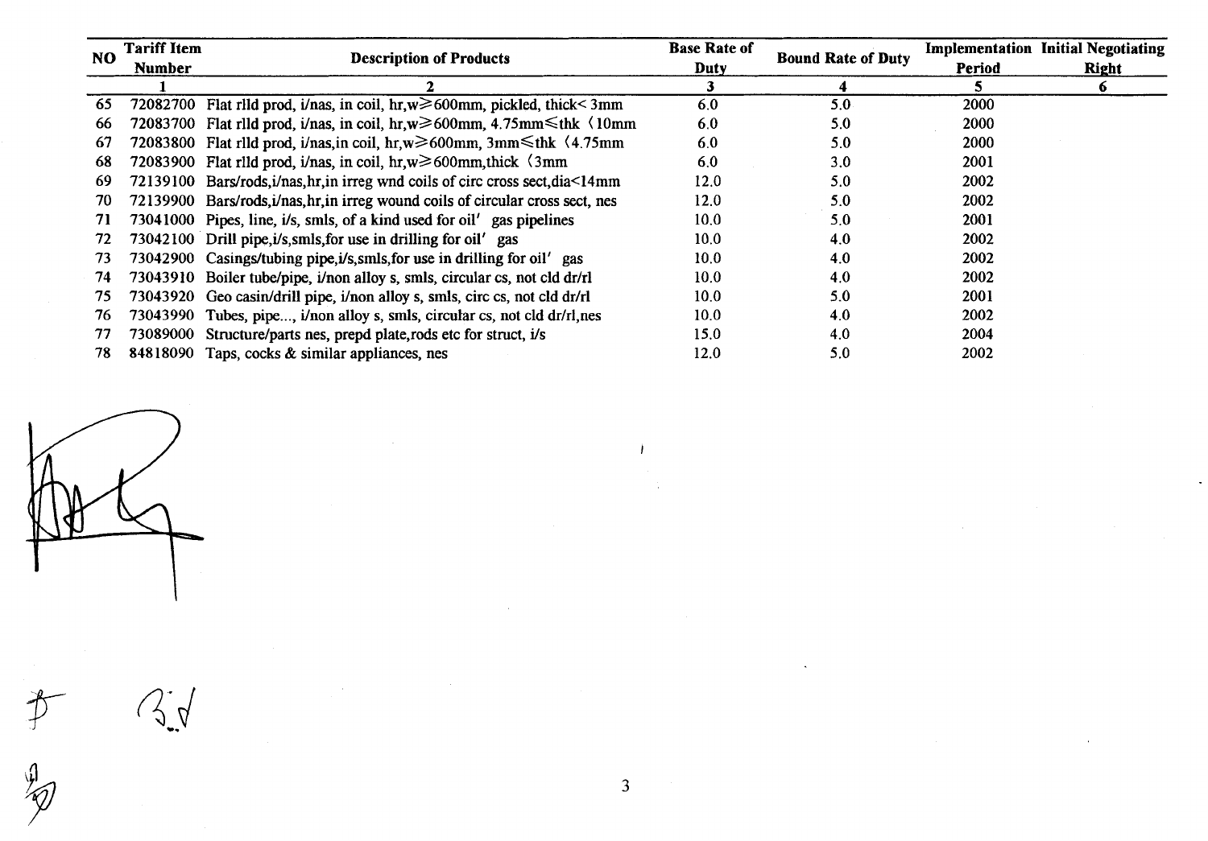| NO | Tariff Item Number | Description of Products | Base Rate of Duty | Bound Rate of Duty | Implementation Period | Initial Negotiating Right |
|---|---|---|---|---|---|---|
| | 1 | 2 | 3 | 4 | 5 | 6 |
| 65 | 72082700 | Flat rlld prod, i/nas, in coil, hr,w≥600mm, pickled, thick< 3mm | 6.0 | 5.0 | 2000 | |
| 66 | 72083700 | Flat rlld prod, i/nas, in coil, hr,w≥600mm, 4.75mm≤thk ﹤10mm | 6.0 | 5.0 | 2000 | |
| 67 | 72083800 | Flat rlld prod, i/nas,in coil, hr,w≥600mm, 3mm≤thk ﹤4.75mm | 6.0 | 5.0 | 2000 | |
| 68 | 72083900 | Flat rlld prod, i/nas, in coil, hr,w≥600mm,thick ﹤3mm | 6.0 | 3.0 | 2001 | |
| 69 | 72139100 | Bars/rods,i/nas,hr,in irreg wnd coils of circ cross sect,dia<14mm | 12.0 | 5.0 | 2002 | |
| 70 | 72139900 | Bars/rods,i/nas,hr,in irreg wound coils of circular cross sect, nes | 12.0 | 5.0 | 2002 | |
| 71 | 73041000 | Pipes, line, i/s, smls, of a kind used for oil' gas pipelines | 10.0 | 5.0 | 2001 | |
| 72 | 73042100 | Drill pipe,i/s,smls,for use in drilling for oil' gas | 10.0 | 4.0 | 2002 | |
| 73 | 73042900 | Casings/tubing pipe,i/s,smls,for use in drilling for oil' gas | 10.0 | 4.0 | 2002 | |
| 74 | 73043910 | Boiler tube/pipe, i/non alloy s, smls, circular cs, not cld dr/rl | 10.0 | 4.0 | 2002 | |
| 75 | 73043920 | Geo casin/drill pipe, i/non alloy s, smls, circ cs, not cld dr/rl | 10.0 | 5.0 | 2001 | |
| 76 | 73043990 | Tubes, pipe..., i/non alloy s, smls, circular cs, not cld dr/rl,nes | 10.0 | 4.0 | 2002 | |
| 77 | 73089000 | Structure/parts nes, prepd plate,rods etc for struct, i/s | 15.0 | 4.0 | 2004 | |
| 78 | 84818090 | Taps, cocks & similar appliances, nes | 12.0 | 5.0 | 2002 | |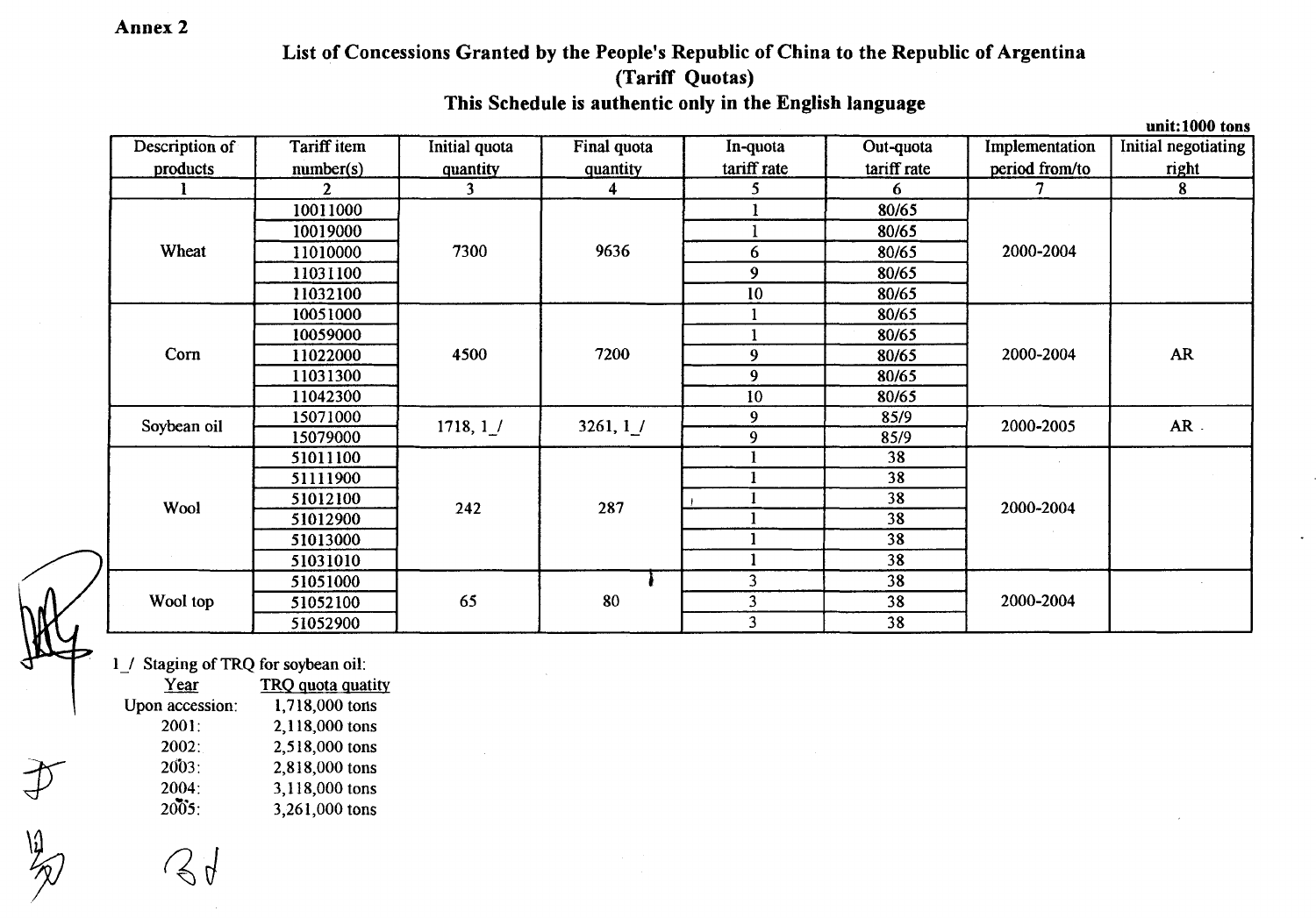**Annex 2**

**List of Concessions Granted by the People's Republic of China to the Republic of Argentina**
**(Tariff Quotas)**
**This Schedule is authentic only in the English language**

unit:1000 tons

| Description of products | Tariff item number(s) | Initial quota quantity | Final quota quantity | In-quota tariff rate | Out-quota tariff rate | Implementation period from/to | Initial negotiating right |
|---|---|---|---|---|---|---|---|
| 1 | 2 | 3 | 4 | 5 | 6 | 7 | 8 |
| Wheat | 10011000 | 7300 | 9636 | 1 | 80/65 | 2000-2004 | |
| | 10019000 | | | 1 | 80/65 | | |
| | 11010000 | | | 6 | 80/65 | | |
| | 11031100 | | | 9 | 80/65 | | |
| | 11032100 | | | 10 | 80/65 | | |
| Corn | 10051000 | 4500 | 7200 | 1 | 80/65 | 2000-2004 | AR |
| | 10059000 | | | 1 | 80/65 | | |
| | 11022000 | | | 9 | 80/65 | | |
| | 11031300 | | | 9 | 80/65 | | |
| | 11042300 | | | 10 | 80/65 | | |
| Soybean oil | 15071000 | 1718, 1_/ | 3261, 1_/ | 9 | 85/9 | 2000-2005 | AR |
| | 15079000 | | | 9 | 85/9 | | |
| Wool | 51011100 | 242 | 287 | 1 | 38 | 2000-2004 | |
| | 51111900 | | | 1 | 38 | | |
| | 51012100 | | | 1 | 38 | | |
| | 51012900 | | | 1 | 38 | | |
| | 51013000 | | | 1 | 38 | | |
| | 51031010 | | | 1 | 38 | | |
| Wool top | 51051000 | 65 | 80 | 3 | 38 | 2000-2004 | |
| | 51052100 | | | 3 | 38 | | |
| | 51052900 | | | 3 | 38 | | |

1_/ Staging of TRQ for soybean oil:

| Year | TRQ quota quatity |
|---|---|
| Upon accession: | 1,718,000 tons |
| 2001: | 2,118,000 tons |
| 2002: | 2,518,000 tons |
| 2003: | 2,818,000 tons |
| 2004: | 3,118,000 tons |
| 2005: | 3,261,000 tons |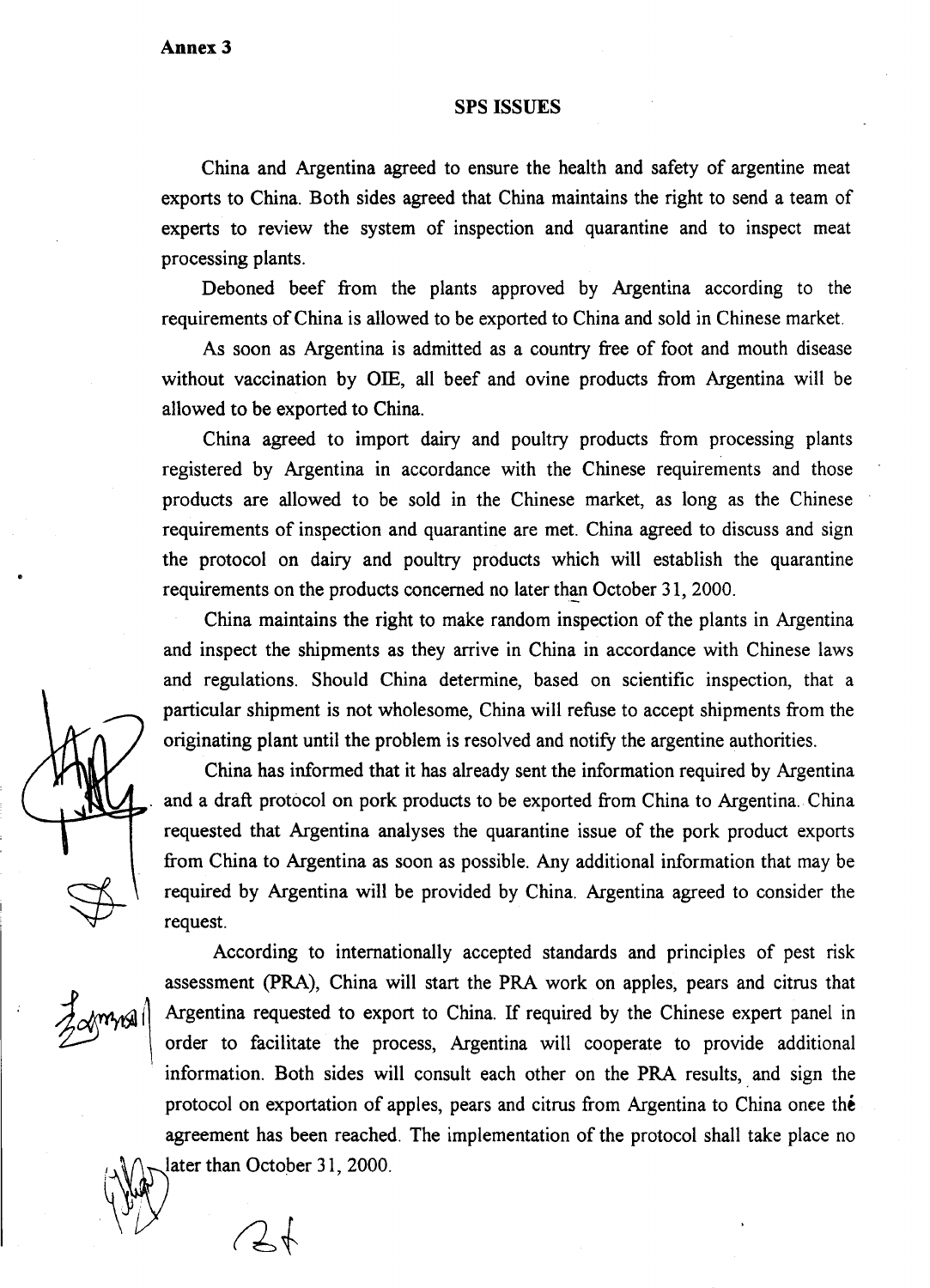**Annex 3**

## SPS ISSUES

China and Argentina agreed to ensure the health and safety of argentine meat exports to China. Both sides agreed that China maintains the right to send a team of experts to review the system of inspection and quarantine and to inspect meat processing plants.

Deboned beef from the plants approved by Argentina according to the requirements of China is allowed to be exported to China and sold in Chinese market.

As soon as Argentina is admitted as a country free of foot and mouth disease without vaccination by OIE, all beef and ovine products from Argentina will be allowed to be exported to China.

China agreed to import dairy and poultry products from processing plants registered by Argentina in accordance with the Chinese requirements and those products are allowed to be sold in the Chinese market, as long as the Chinese requirements of inspection and quarantine are met. China agreed to discuss and sign the protocol on dairy and poultry products which will establish the quarantine requirements on the products concerned no later than October 31, 2000.

China maintains the right to make random inspection of the plants in Argentina and inspect the shipments as they arrive in China in accordance with Chinese laws and regulations. Should China determine, based on scientific inspection, that a particular shipment is not wholesome, China will refuse to accept shipments from the originating plant until the problem is resolved and notify the argentine authorities.

China has informed that it has already sent the information required by Argentina and a draft protocol on pork products to be exported from China to Argentina. China requested that Argentina analyses the quarantine issue of the pork product exports from China to Argentina as soon as possible. Any additional information that may be required by Argentina will be provided by China. Argentina agreed to consider the request.

According to internationally accepted standards and principles of pest risk assessment (PRA), China will start the PRA work on apples, pears and citrus that Argentina requested to export to China. If required by the Chinese expert panel in order to facilitate the process, Argentina will cooperate to provide additional information. Both sides will consult each other on the PRA results, and sign the protocol on exportation of apples, pears and citrus from Argentina to China once the agreement has been reached. The implementation of the protocol shall take place no later than October 31, 2000.